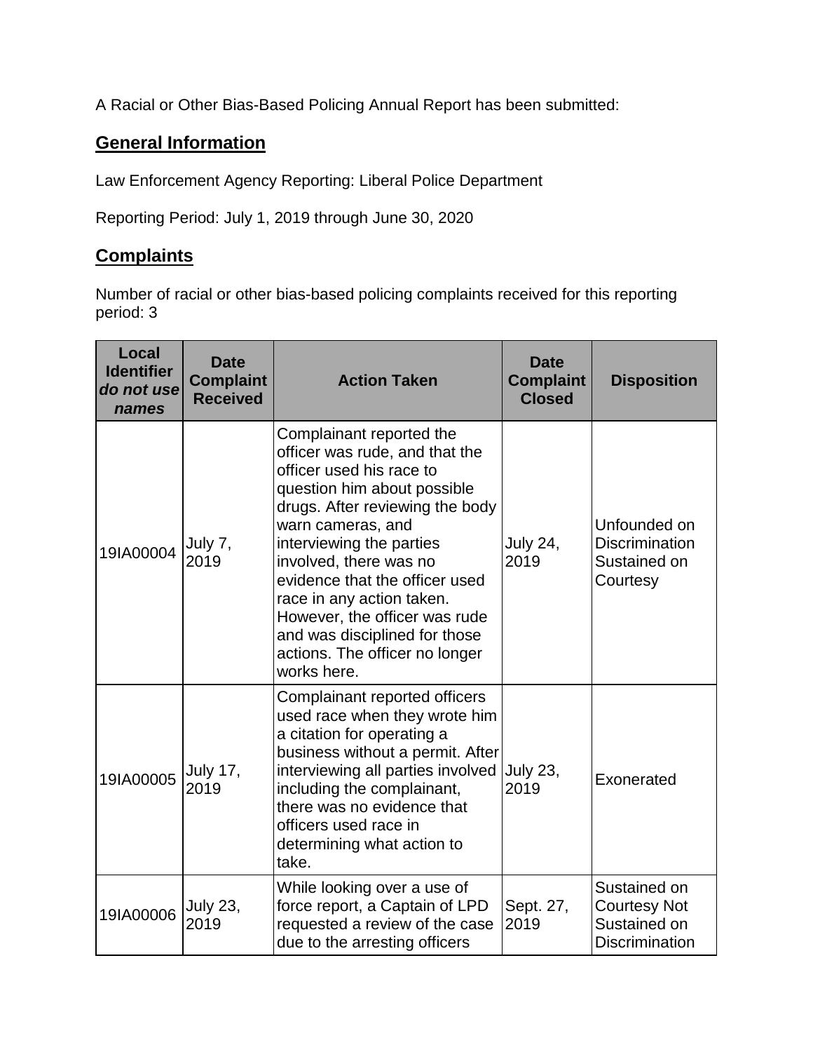A Racial or Other Bias-Based Policing Annual Report has been submitted:

## General Information

Law Enforcement Agency Reporting: Liberal Police Department

Reporting Period: July 1, 2019 through June 30, 2020

## Complaints

Number of racial or other bias-based policing complaints received for this reporting period: 3

| Local Identifier *do not use names* | Date Complaint Received | Action Taken | Date Complaint Closed | Disposition |
|---|---|---|---|---|
| 19IA00004 | July 7, 2019 | Complainant reported the officer was rude, and that the officer used his race to question him about possible drugs. After reviewing the body warn cameras, and interviewing the parties involved, there was no evidence that the officer used race in any action taken. However, the officer was rude and was disciplined for those actions. The officer no longer works here. | July 24, 2019 | Unfounded on Discrimination Sustained on Courtesy |
| 19IA00005 | July 17, 2019 | Complainant reported officers used race when they wrote him a citation for operating a business without a permit. After interviewing all parties involved including the complainant, there was no evidence that officers used race in determining what action to take. | July 23, 2019 | Exonerated |
| 19IA00006 | July 23, 2019 | While looking over a use of force report, a Captain of LPD requested a review of the case due to the arresting officers | Sept. 27, 2019 | Sustained on Courtesy Not Sustained on Discrimination |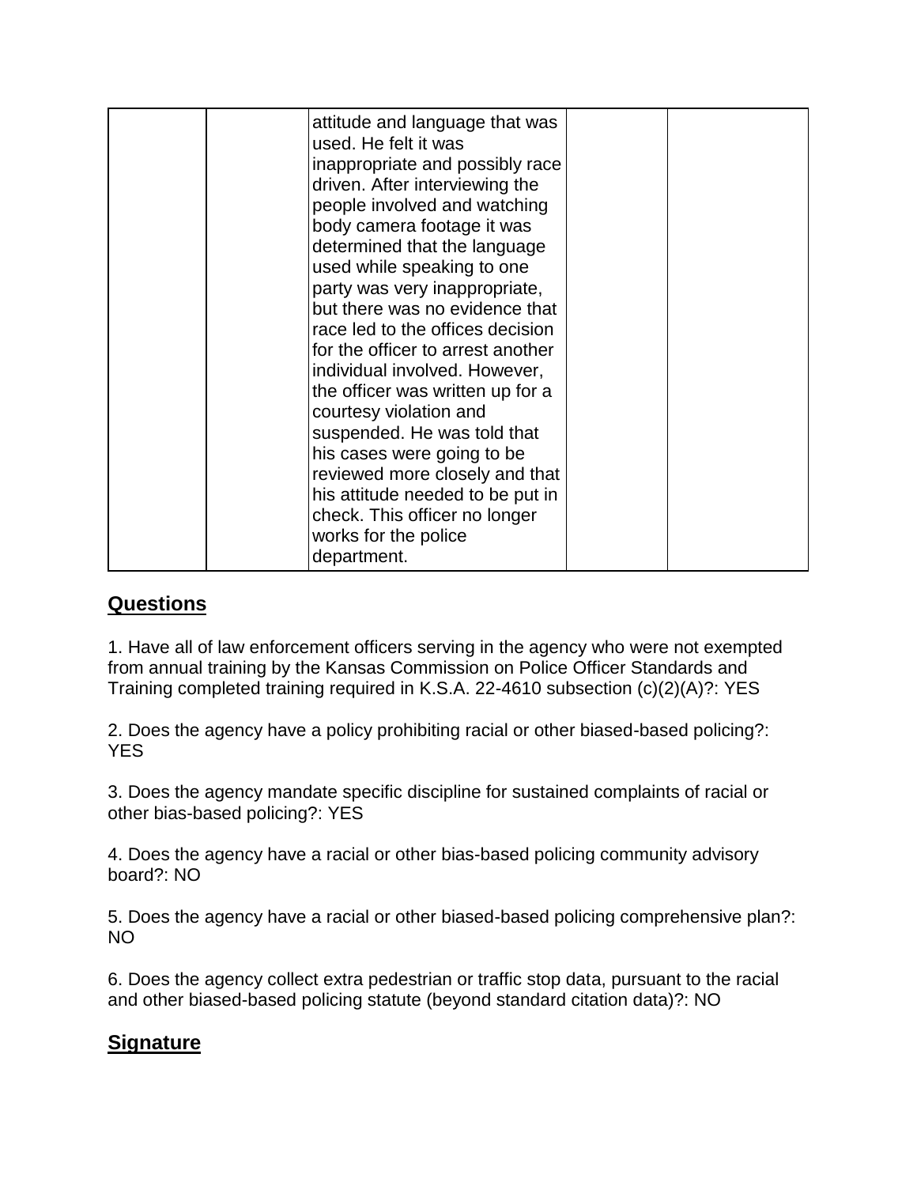|  |  | attitude and language that was used. He felt it was inappropriate and possibly race driven. After interviewing the people involved and watching body camera footage it was determined that the language used while speaking to one party was very inappropriate, but there was no evidence that race led to the offices decision for the officer to arrest another individual involved. However, the officer was written up for a courtesy violation and suspended. He was told that his cases were going to be reviewed more closely and that his attitude needed to be put in check. This officer no longer works for the police department. |  |  |
|---|---|---|---|---|

## Questions

1. Have all of law enforcement officers serving in the agency who were not exempted from annual training by the Kansas Commission on Police Officer Standards and Training completed training required in K.S.A. 22-4610 subsection (c)(2)(A)?: YES

2. Does the agency have a policy prohibiting racial or other biased-based policing?: YES

3. Does the agency mandate specific discipline for sustained complaints of racial or other bias-based policing?: YES

4. Does the agency have a racial or other bias-based policing community advisory board?: NO

5. Does the agency have a racial or other biased-based policing comprehensive plan?: NO

6. Does the agency collect extra pedestrian or traffic stop data, pursuant to the racial and other biased-based policing statute (beyond standard citation data)?: NO

## Signature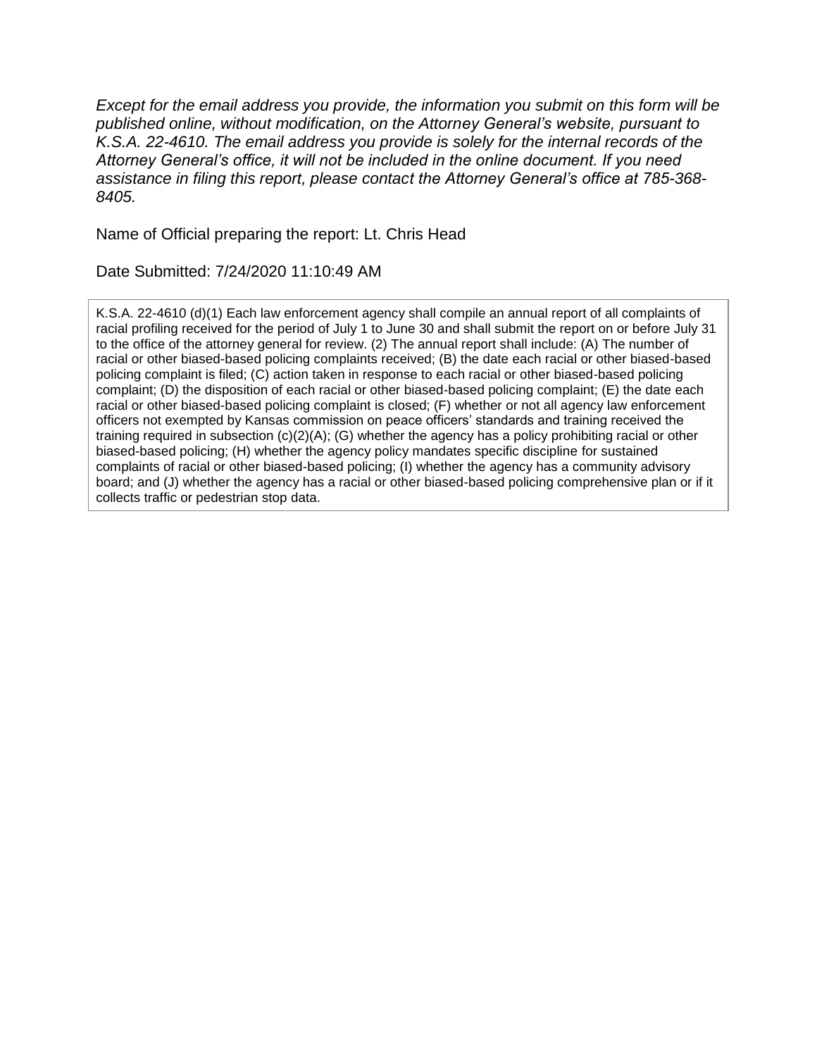*Except for the email address you provide, the information you submit on this form will be published online, without modification, on the Attorney General's website, pursuant to K.S.A. 22-4610. The email address you provide is solely for the internal records of the Attorney General's office, it will not be included in the online document. If you need assistance in filing this report, please contact the Attorney General's office at 785-368-8405.*

Name of Official preparing the report: Lt. Chris Head

Date Submitted: 7/24/2020 11:10:49 AM

K.S.A. 22-4610 (d)(1) Each law enforcement agency shall compile an annual report of all complaints of racial profiling received for the period of July 1 to June 30 and shall submit the report on or before July 31 to the office of the attorney general for review. (2) The annual report shall include: (A) The number of racial or other biased-based policing complaints received; (B) the date each racial or other biased-based policing complaint is filed; (C) action taken in response to each racial or other biased-based policing complaint; (D) the disposition of each racial or other biased-based policing complaint; (E) the date each racial or other biased-based policing complaint is closed; (F) whether or not all agency law enforcement officers not exempted by Kansas commission on peace officers' standards and training received the training required in subsection (c)(2)(A); (G) whether the agency has a policy prohibiting racial or other biased-based policing; (H) whether the agency policy mandates specific discipline for sustained complaints of racial or other biased-based policing; (I) whether the agency has a community advisory board; and (J) whether the agency has a racial or other biased-based policing comprehensive plan or if it collects traffic or pedestrian stop data.